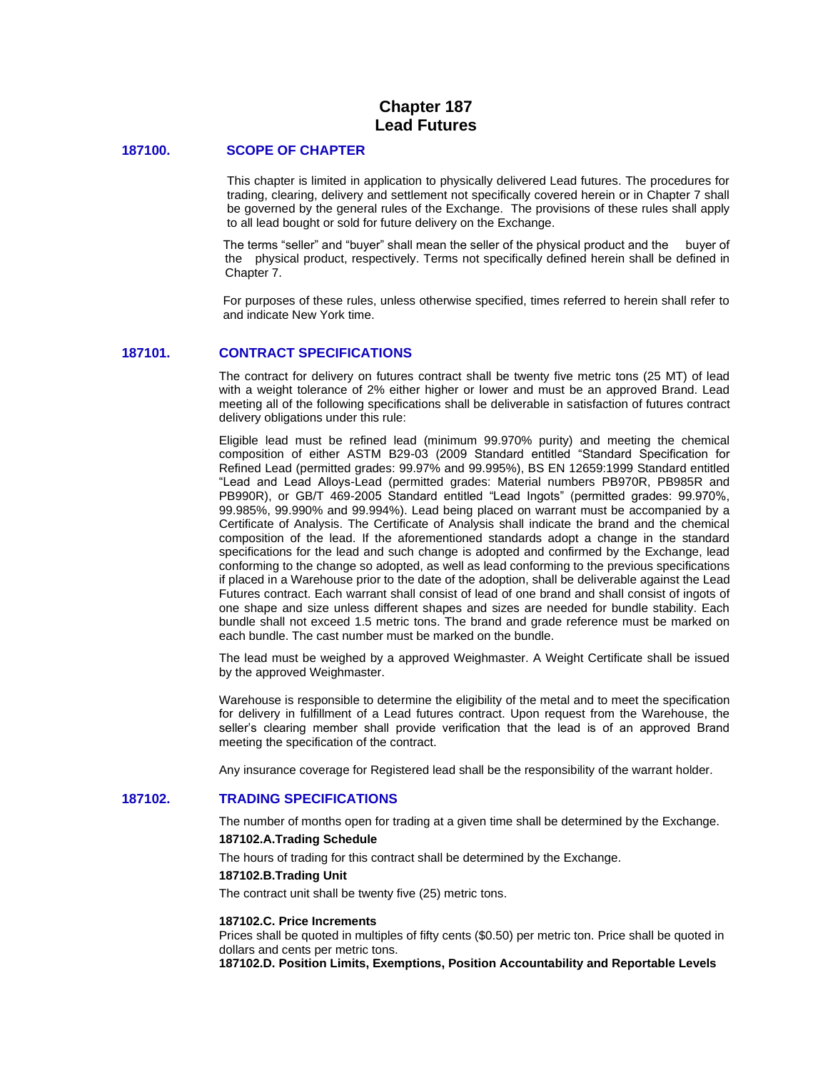# Chapter 187
# Lead Futures

## 187100. SCOPE OF CHAPTER

This chapter is limited in application to physically delivered Lead futures. The procedures for trading, clearing, delivery and settlement not specifically covered herein or in Chapter 7 shall be governed by the general rules of the Exchange. The provisions of these rules shall apply to all lead bought or sold for future delivery on the Exchange.

The terms "seller" and "buyer" shall mean the seller of the physical product and the buyer of the physical product, respectively. Terms not specifically defined herein shall be defined in Chapter 7.

For purposes of these rules, unless otherwise specified, times referred to herein shall refer to and indicate New York time.

## 187101. CONTRACT SPECIFICATIONS

The contract for delivery on futures contract shall be twenty five metric tons (25 MT) of lead with a weight tolerance of 2% either higher or lower and must be an approved Brand. Lead meeting all of the following specifications shall be deliverable in satisfaction of futures contract delivery obligations under this rule:

Eligible lead must be refined lead (minimum 99.970% purity) and meeting the chemical composition of either ASTM B29-03 (2009 Standard entitled "Standard Specification for Refined Lead (permitted grades: 99.97% and 99.995%), BS EN 12659:1999 Standard entitled "Lead and Lead Alloys-Lead (permitted grades: Material numbers PB970R, PB985R and PB990R), or GB/T 469-2005 Standard entitled "Lead Ingots" (permitted grades: 99.970%, 99.985%, 99.990% and 99.994%). Lead being placed on warrant must be accompanied by a Certificate of Analysis. The Certificate of Analysis shall indicate the brand and the chemical composition of the lead. If the aforementioned standards adopt a change in the standard specifications for the lead and such change is adopted and confirmed by the Exchange, lead conforming to the change so adopted, as well as lead conforming to the previous specifications if placed in a Warehouse prior to the date of the adoption, shall be deliverable against the Lead Futures contract. Each warrant shall consist of lead of one brand and shall consist of ingots of one shape and size unless different shapes and sizes are needed for bundle stability. Each bundle shall not exceed 1.5 metric tons. The brand and grade reference must be marked on each bundle. The cast number must be marked on the bundle.

The lead must be weighed by a approved Weighmaster. A Weight Certificate shall be issued by the approved Weighmaster.

Warehouse is responsible to determine the eligibility of the metal and to meet the specification for delivery in fulfillment of a Lead futures contract. Upon request from the Warehouse, the seller's clearing member shall provide verification that the lead is of an approved Brand meeting the specification of the contract.

Any insurance coverage for Registered lead shall be the responsibility of the warrant holder.

## 187102. TRADING SPECIFICATIONS

The number of months open for trading at a given time shall be determined by the Exchange.

### 187102.A.Trading Schedule

The hours of trading for this contract shall be determined by the Exchange.

### 187102.B.Trading Unit

The contract unit shall be twenty five (25) metric tons.

### 187102.C. Price Increments

Prices shall be quoted in multiples of fifty cents ($0.50) per metric ton. Price shall be quoted in dollars and cents per metric tons.

### 187102.D. Position Limits, Exemptions, Position Accountability and Reportable Levels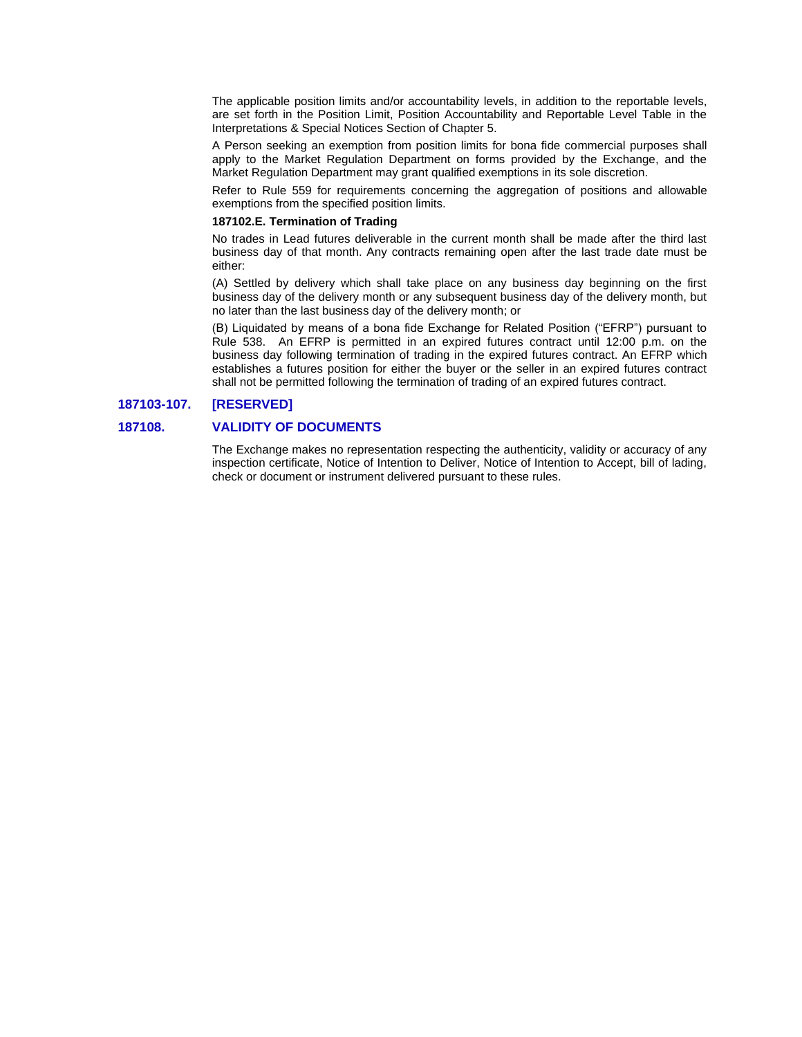The applicable position limits and/or accountability levels, in addition to the reportable levels, are set forth in the Position Limit, Position Accountability and Reportable Level Table in the Interpretations & Special Notices Section of Chapter 5.

A Person seeking an exemption from position limits for bona fide commercial purposes shall apply to the Market Regulation Department on forms provided by the Exchange, and the Market Regulation Department may grant qualified exemptions in its sole discretion.

Refer to Rule 559 for requirements concerning the aggregation of positions and allowable exemptions from the specified position limits.

**187102.E. Termination of Trading**

No trades in Lead futures deliverable in the current month shall be made after the third last business day of that month. Any contracts remaining open after the last trade date must be either:

(A) Settled by delivery which shall take place on any business day beginning on the first business day of the delivery month or any subsequent business day of the delivery month, but no later than the last business day of the delivery month; or

(B) Liquidated by means of a bona fide Exchange for Related Position ("EFRP") pursuant to Rule 538. An EFRP is permitted in an expired futures contract until 12:00 p.m. on the business day following termination of trading in the expired futures contract. An EFRP which establishes a futures position for either the buyer or the seller in an expired futures contract shall not be permitted following the termination of trading of an expired futures contract.

## 187103-107. [RESERVED]

## 187108. VALIDITY OF DOCUMENTS

The Exchange makes no representation respecting the authenticity, validity or accuracy of any inspection certificate, Notice of Intention to Deliver, Notice of Intention to Accept, bill of lading, check or document or instrument delivered pursuant to these rules.